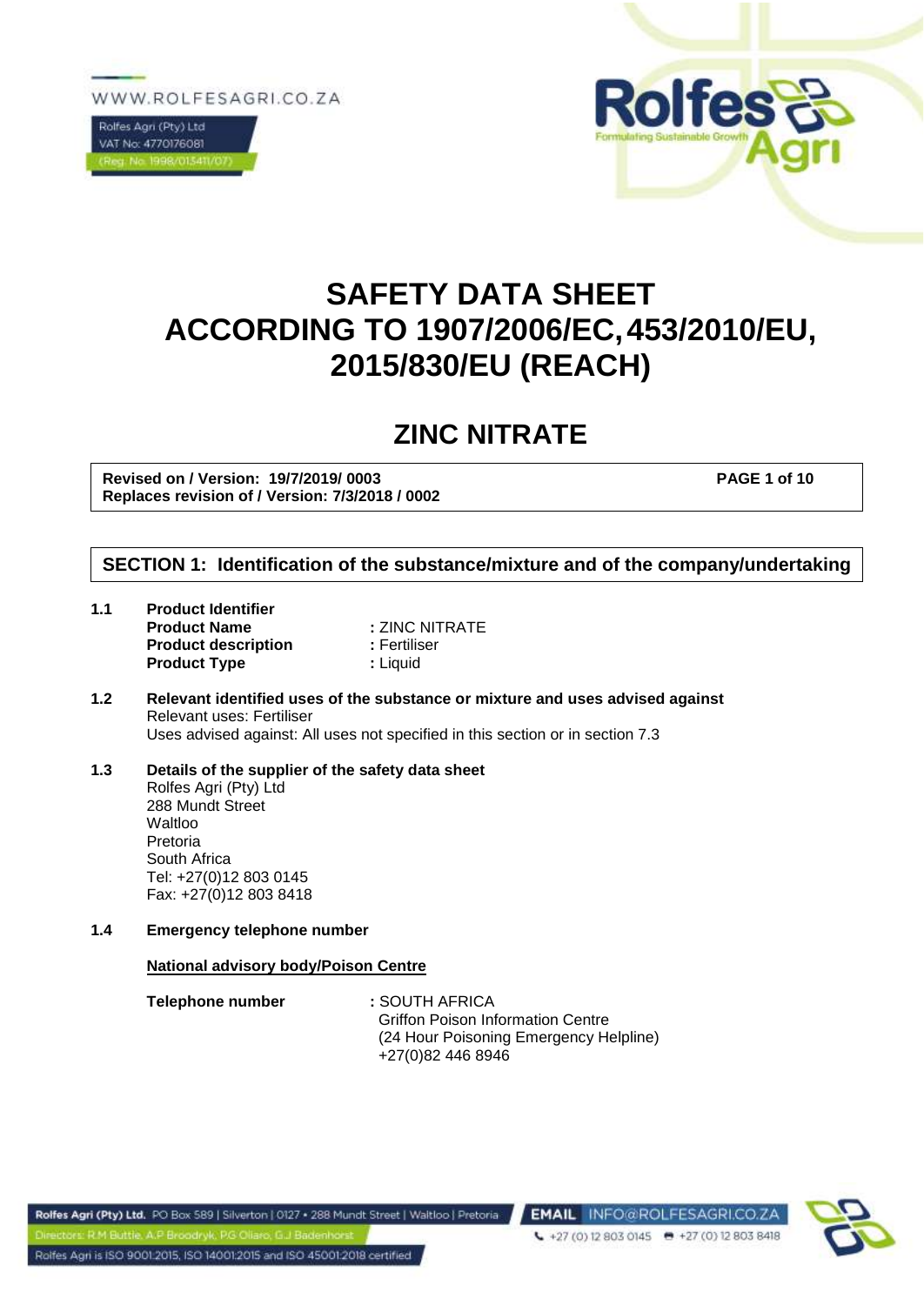WWW.ROLFESAGRI.CO.ZA

Rolfes Agri (Pty) Ltd
VAT No: 4770176081
(Reg. No. 1998/013411/07)

# SAFETY DATA SHEET ACCORDING TO 1907/2006/EC, 453/2010/EU, 2015/830/EU (REACH)

# ZINC NITRATE

**Revised on / Version: 19/7/2019/ 0003**
**Replaces revision of / Version: 7/3/2018 / 0002**

## SECTION 1: Identification of the substance/mixture and of the company/undertaking

**1.1 Product Identifier**

| | |
|---|---|
| **Product Name** | : ZINC NITRATE |
| **Product description** | : Fertiliser |
| **Product Type** | : Liquid |

**1.2 Relevant identified uses of the substance or mixture and uses advised against**

Relevant uses: Fertiliser

Uses advised against: All uses not specified in this section or in section 7.3

**1.3 Details of the supplier of the safety data sheet**

Rolfes Agri (Pty) Ltd
288 Mundt Street
Waltloo
Pretoria
South Africa
Tel: +27(0)12 803 0145
Fax: +27(0)12 803 8418

**1.4 Emergency telephone number**

**National advisory body/Poison Centre**

**Telephone number** : SOUTH AFRICA
Griffon Poison Information Centre
(24 Hour Poisoning Emergency Helpline)
+27(0)82 446 8946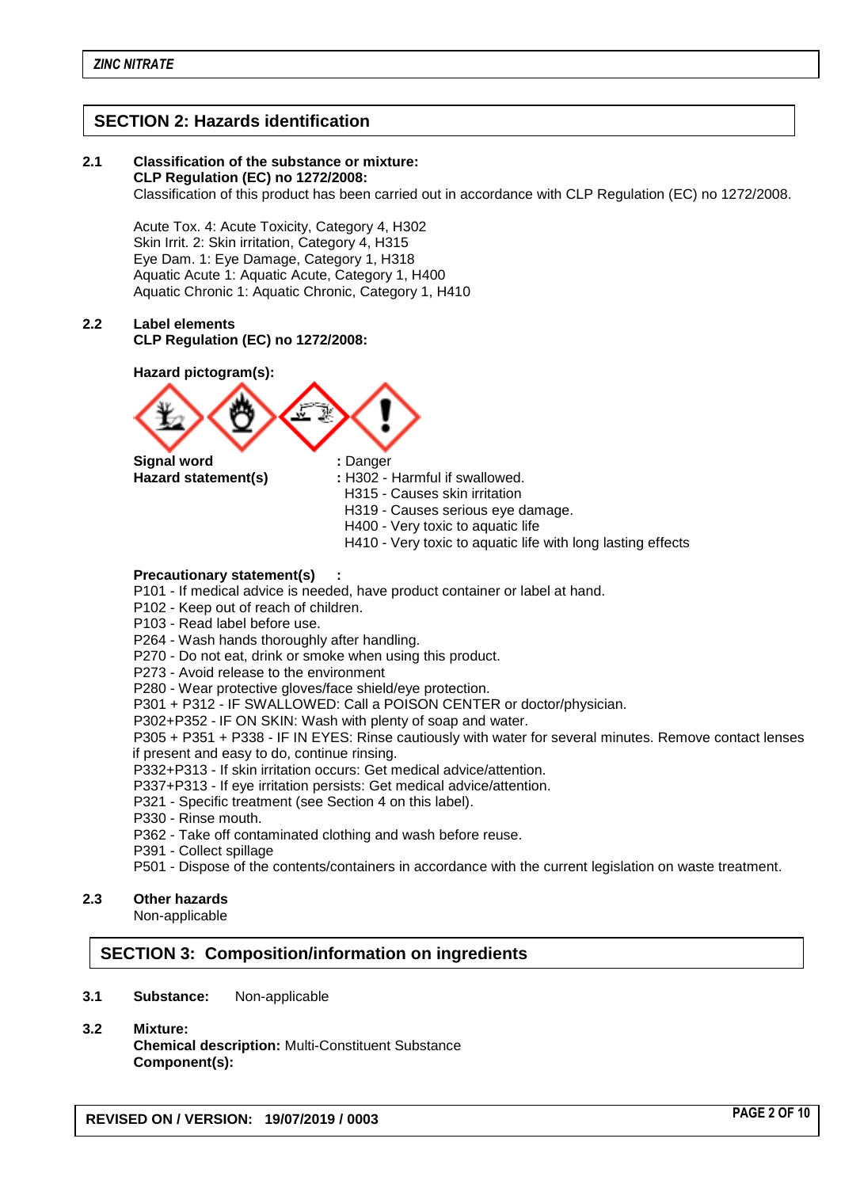## SECTION 2: Hazards identification

**2.1 Classification of the substance or mixture:**
**CLP Regulation (EC) no 1272/2008:**
Classification of this product has been carried out in accordance with CLP Regulation (EC) no 1272/2008.

Acute Tox. 4: Acute Toxicity, Category 4, H302
Skin Irrit. 2: Skin irritation, Category 4, H315
Eye Dam. 1: Eye Damage, Category 1, H318
Aquatic Acute 1: Aquatic Acute, Category 1, H400
Aquatic Chronic 1: Aquatic Chronic, Category 1, H410

**2.2 Label elements**
**CLP Regulation (EC) no 1272/2008:**

**Hazard pictogram(s):**

**Signal word** : Danger
**Hazard statement(s)** : H302 - Harmful if swallowed.
H315 - Causes skin irritation
H319 - Causes serious eye damage.
H400 - Very toxic to aquatic life
H410 - Very toxic to aquatic life with long lasting effects

**Precautionary statement(s) :**
P101 - If medical advice is needed, have product container or label at hand.
P102 - Keep out of reach of children.
P103 - Read label before use.
P264 - Wash hands thoroughly after handling.
P270 - Do not eat, drink or smoke when using this product.
P273 - Avoid release to the environment
P280 - Wear protective gloves/face shield/eye protection.
P301 + P312 - IF SWALLOWED: Call a POISON CENTER or doctor/physician.
P302+P352 - IF ON SKIN: Wash with plenty of soap and water.
P305 + P351 + P338 - IF IN EYES: Rinse cautiously with water for several minutes. Remove contact lenses if present and easy to do, continue rinsing.
P332+P313 - If skin irritation occurs: Get medical advice/attention.
P337+P313 - If eye irritation persists: Get medical advice/attention.
P321 - Specific treatment (see Section 4 on this label).
P330 - Rinse mouth.
P362 - Take off contaminated clothing and wash before reuse.
P391 - Collect spillage
P501 - Dispose of the contents/containers in accordance with the current legislation on waste treatment.

**2.3 Other hazards**
Non-applicable

## SECTION 3: Composition/information on ingredients

**3.1 Substance:** Non-applicable

**3.2 Mixture:**
**Chemical description:** Multi-Constituent Substance
**Component(s):**

**REVISED ON / VERSION: 19/07/2019 / 0003**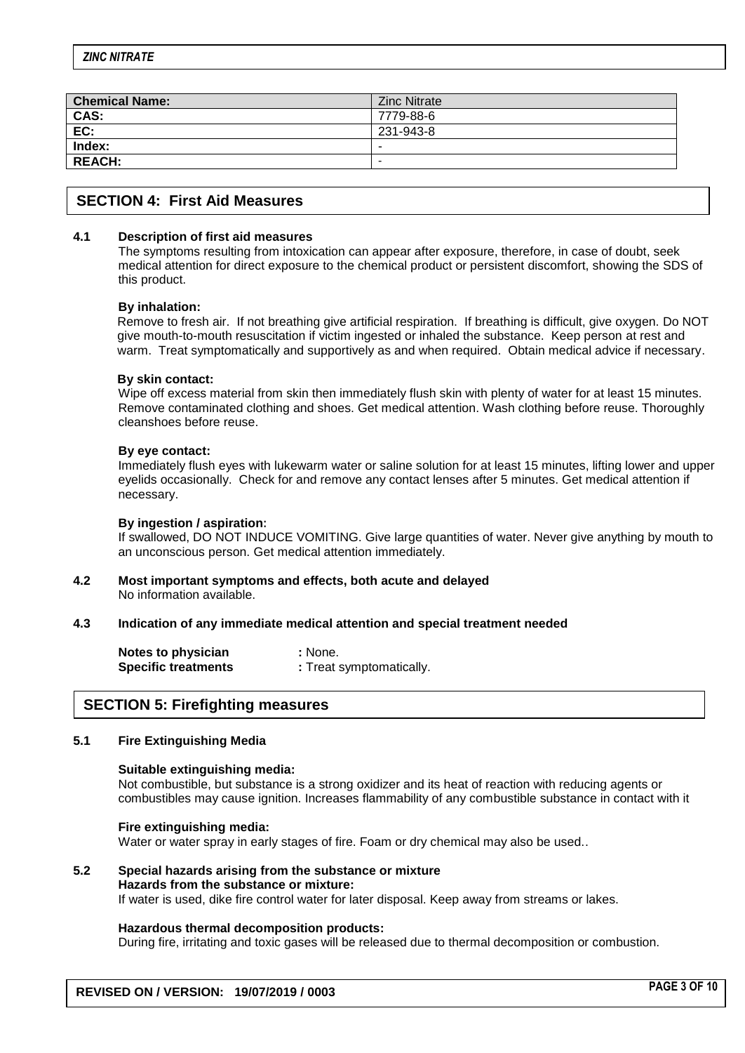| **Chemical Name:** | Zinc Nitrate |
| --- | --- |
| **CAS:** | 7779-88-6 |
| **EC:** | 231-943-8 |
| **Index:** | - |
| **REACH:** | - |

## SECTION 4: First Aid Measures

### 4.1 Description of first aid measures

The symptoms resulting from intoxication can appear after exposure, therefore, in case of doubt, seek medical attention for direct exposure to the chemical product or persistent discomfort, showing the SDS of this product.

**By inhalation:**

Remove to fresh air. If not breathing give artificial respiration. If breathing is difficult, give oxygen. Do NOT give mouth-to-mouth resuscitation if victim ingested or inhaled the substance. Keep person at rest and warm. Treat symptomatically and supportively as and when required. Obtain medical advice if necessary.

**By skin contact:**

Wipe off excess material from skin then immediately flush skin with plenty of water for at least 15 minutes. Remove contaminated clothing and shoes. Get medical attention. Wash clothing before reuse. Thoroughly cleanshoes before reuse.

**By eye contact:**

Immediately flush eyes with lukewarm water or saline solution for at least 15 minutes, lifting lower and upper eyelids occasionally. Check for and remove any contact lenses after 5 minutes. Get medical attention if necessary.

**By ingestion / aspiration:**

If swallowed, DO NOT INDUCE VOMITING. Give large quantities of water. Never give anything by mouth to an unconscious person. Get medical attention immediately.

### 4.2 Most important symptoms and effects, both acute and delayed

No information available.

### 4.3 Indication of any immediate medical attention and special treatment needed

**Notes to physician** : None.
**Specific treatments** : Treat symptomatically.

## SECTION 5: Firefighting measures

### 5.1 Fire Extinguishing Media

**Suitable extinguishing media:**

Not combustible, but substance is a strong oxidizer and its heat of reaction with reducing agents or combustibles may cause ignition. Increases flammability of any combustible substance in contact with it

**Fire extinguishing media:**

Water or water spray in early stages of fire. Foam or dry chemical may also be used..

### 5.2 Special hazards arising from the substance or mixture

**Hazards from the substance or mixture:**

If water is used, dike fire control water for later disposal. Keep away from streams or lakes.

**Hazardous thermal decomposition products:**

During fire, irritating and toxic gases will be released due to thermal decomposition or combustion.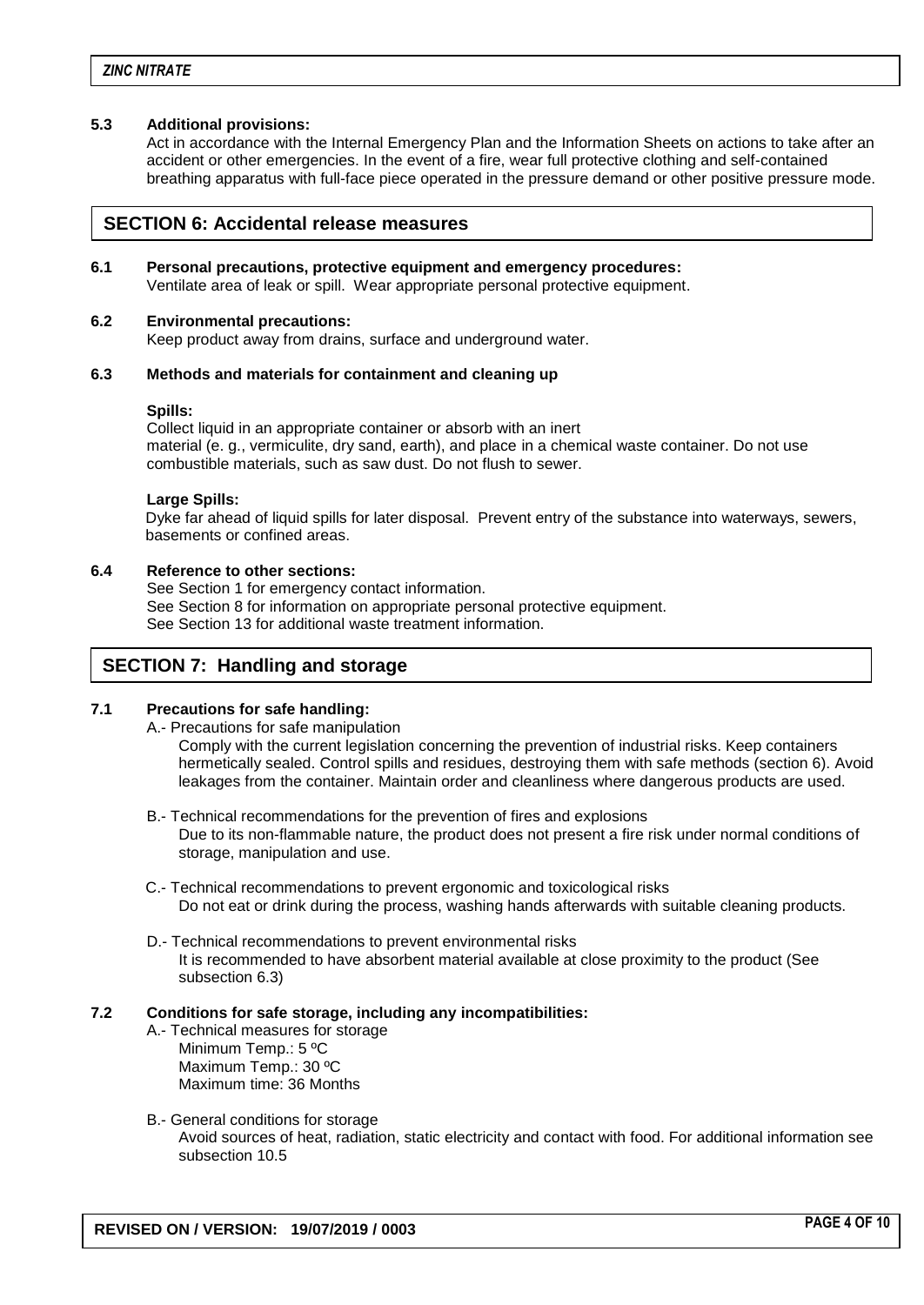### 5.3 Additional provisions:

Act in accordance with the Internal Emergency Plan and the Information Sheets on actions to take after an accident or other emergencies. In the event of a fire, wear full protective clothing and self-contained breathing apparatus with full-face piece operated in the pressure demand or other positive pressure mode.

## SECTION 6: Accidental release measures

### 6.1 Personal precautions, protective equipment and emergency procedures:

Ventilate area of leak or spill. Wear appropriate personal protective equipment.

### 6.2 Environmental precautions:

Keep product away from drains, surface and underground water.

### 6.3 Methods and materials for containment and cleaning up

**Spills:**

Collect liquid in an appropriate container or absorb with an inert material (e. g., vermiculite, dry sand, earth), and place in a chemical waste container. Do not use combustible materials, such as saw dust. Do not flush to sewer.

**Large Spills:**

Dyke far ahead of liquid spills for later disposal. Prevent entry of the substance into waterways, sewers, basements or confined areas.

### 6.4 Reference to other sections:

See Section 1 for emergency contact information.
See Section 8 for information on appropriate personal protective equipment.
See Section 13 for additional waste treatment information.

## SECTION 7: Handling and storage

### 7.1 Precautions for safe handling:

A.- Precautions for safe manipulation

Comply with the current legislation concerning the prevention of industrial risks. Keep containers hermetically sealed. Control spills and residues, destroying them with safe methods (section 6). Avoid leakages from the container. Maintain order and cleanliness where dangerous products are used.

B.- Technical recommendations for the prevention of fires and explosions

Due to its non-flammable nature, the product does not present a fire risk under normal conditions of storage, manipulation and use.

C.- Technical recommendations to prevent ergonomic and toxicological risks

Do not eat or drink during the process, washing hands afterwards with suitable cleaning products.

D.- Technical recommendations to prevent environmental risks

It is recommended to have absorbent material available at close proximity to the product (See subsection 6.3)

### 7.2 Conditions for safe storage, including any incompatibilities:

A.- Technical measures for storage

Minimum Temp.: 5 ºC
Maximum Temp.: 30 ºC
Maximum time: 36 Months

B.- General conditions for storage

Avoid sources of heat, radiation, static electricity and contact with food. For additional information see subsection 10.5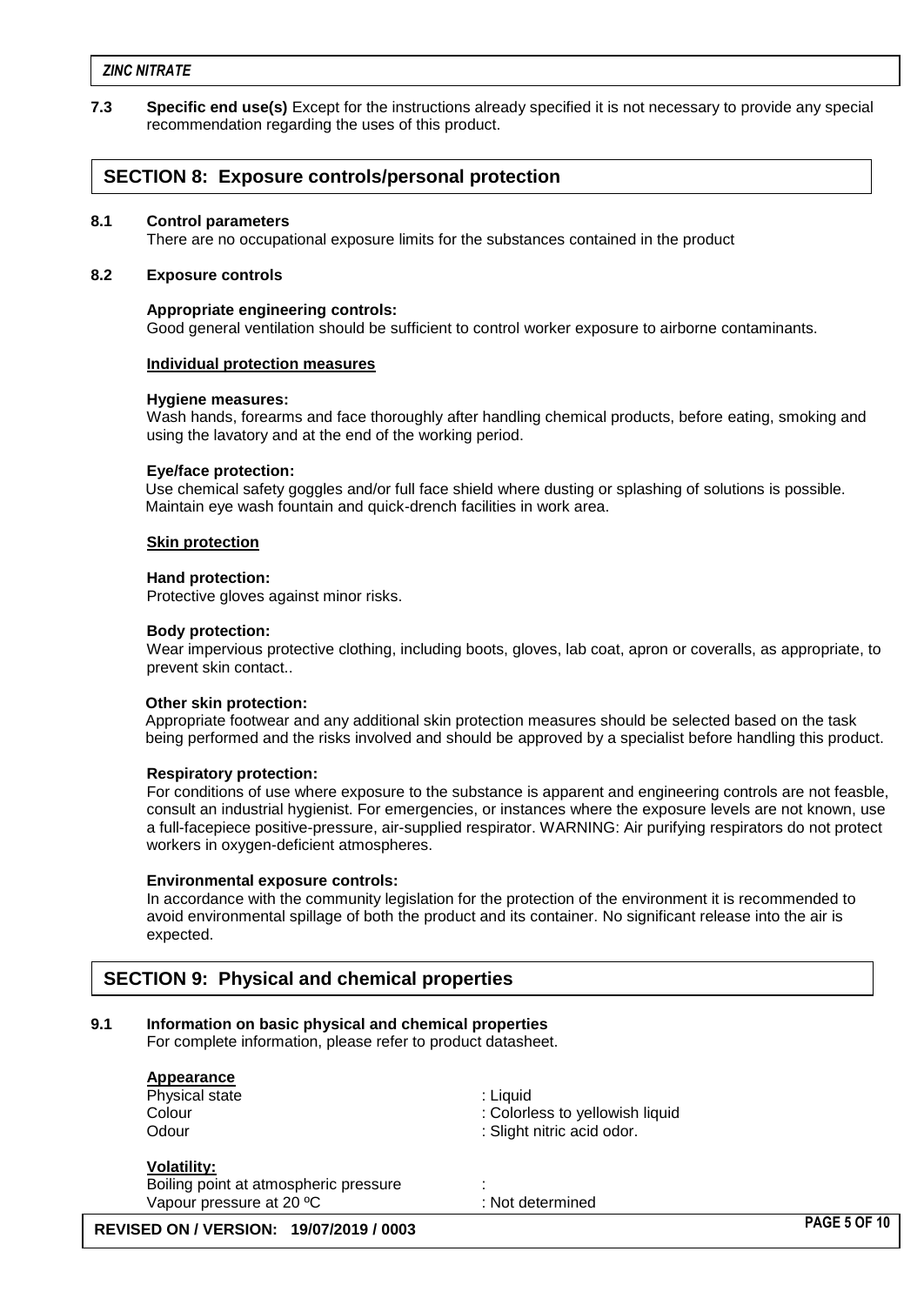**7.3 Specific end use(s)** Except for the instructions already specified it is not necessary to provide any special recommendation regarding the uses of this product.

## SECTION 8: Exposure controls/personal protection

### 8.1 Control parameters

There are no occupational exposure limits for the substances contained in the product

### 8.2 Exposure controls

**Appropriate engineering controls:**
Good general ventilation should be sufficient to control worker exposure to airborne contaminants.

**Individual protection measures**

**Hygiene measures:**
Wash hands, forearms and face thoroughly after handling chemical products, before eating, smoking and using the lavatory and at the end of the working period.

**Eye/face protection:**
Use chemical safety goggles and/or full face shield where dusting or splashing of solutions is possible. Maintain eye wash fountain and quick-drench facilities in work area.

**Skin protection**

**Hand protection:**
Protective gloves against minor risks.

**Body protection:**
Wear impervious protective clothing, including boots, gloves, lab coat, apron or coveralls, as appropriate, to prevent skin contact..

**Other skin protection:**
Appropriate footwear and any additional skin protection measures should be selected based on the task being performed and the risks involved and should be approved by a specialist before handling this product.

**Respiratory protection:**
For conditions of use where exposure to the substance is apparent and engineering controls are not feasble, consult an industrial hygienist. For emergencies, or instances where the exposure levels are not known, use a full-facepiece positive-pressure, air-supplied respirator. WARNING: Air purifying respirators do not protect workers in oxygen-deficient atmospheres.

**Environmental exposure controls:**
In accordance with the community legislation for the protection of the environment it is recommended to avoid environmental spillage of both the product and its container. No significant release into the air is expected.

## SECTION 9: Physical and chemical properties

### 9.1 Information on basic physical and chemical properties

For complete information, please refer to product datasheet.

**Appearance**

| | |
|---|---|
| Physical state | : Liquid |
| Colour | : Colorless to yellowish liquid |
| Odour | : Slight nitric acid odor. |

**Volatility:**

| | |
|---|---|
| Boiling point at atmospheric pressure | : |
| Vapour pressure at 20 ºC | : Not determined |

**REVISED ON / VERSION: 19/07/2019 / 0003**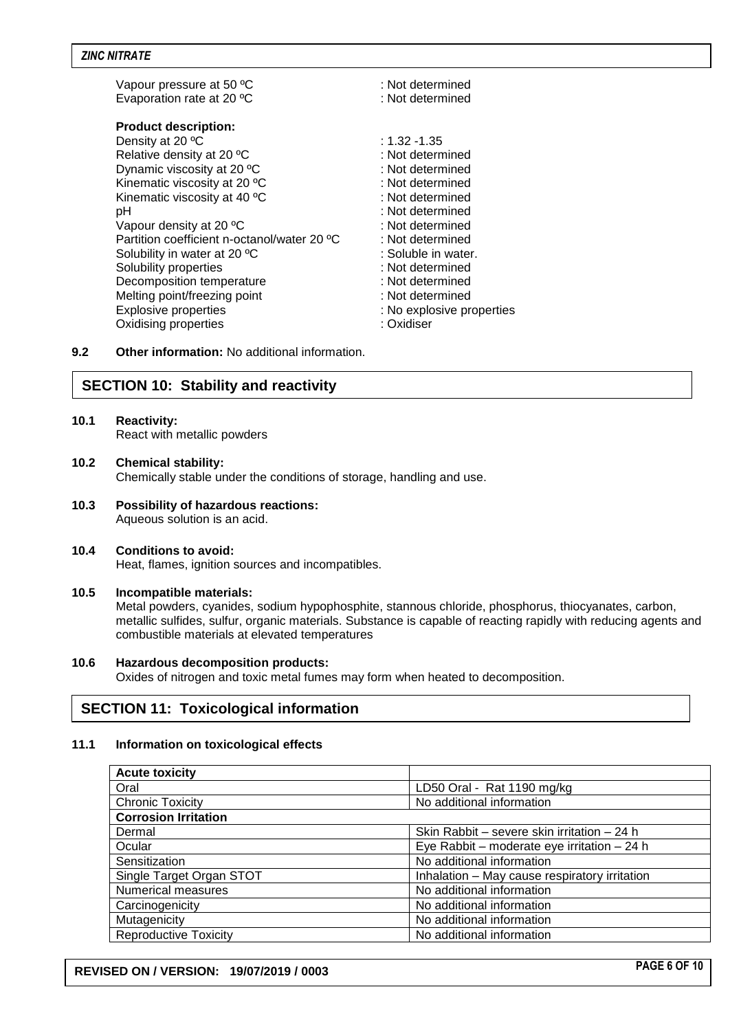Vapour pressure at 50 ºC : Not determined
Evaporation rate at 20 ºC : Not determined

**Product description:**

| | |
|---|---|
| Density at 20 ºC | : 1.32 -1.35 |
| Relative density at 20 ºC | : Not determined |
| Dynamic viscosity at 20 ºC | : Not determined |
| Kinematic viscosity at 20 ºC | : Not determined |
| Kinematic viscosity at 40 ºC | : Not determined |
| pH | : Not determined |
| Vapour density at 20 ºC | : Not determined |
| Partition coefficient n-octanol/water 20 ºC | : Not determined |
| Solubility in water at 20 ºC | : Soluble in water. |
| Solubility properties | : Not determined |
| Decomposition temperature | : Not determined |
| Melting point/freezing point | : Not determined |
| Explosive properties | : No explosive properties |
| Oxidising properties | : Oxidiser |

**9.2 Other information:** No additional information.

## SECTION 10: Stability and reactivity

**10.1 Reactivity:**
React with metallic powders

**10.2 Chemical stability:**
Chemically stable under the conditions of storage, handling and use.

**10.3 Possibility of hazardous reactions:**
Aqueous solution is an acid.

**10.4 Conditions to avoid:**
Heat, flames, ignition sources and incompatibles.

**10.5 Incompatible materials:**
Metal powders, cyanides, sodium hypophosphite, stannous chloride, phosphorus, thiocyanates, carbon, metallic sulfides, sulfur, organic materials. Substance is capable of reacting rapidly with reducing agents and combustible materials at elevated temperatures

**10.6 Hazardous decomposition products:**
Oxides of nitrogen and toxic metal fumes may form when heated to decomposition.

## SECTION 11: Toxicological information

**11.1 Information on toxicological effects**

| **Acute toxicity** | |
|---|---|
| Oral | LD50 Oral - Rat 1190 mg/kg |
| Chronic Toxicity | No additional information |
| **Corrosion Irritation** | |
| Dermal | Skin Rabbit – severe skin irritation – 24 h |
| Ocular | Eye Rabbit – moderate eye irritation – 24 h |
| Sensitization | No additional information |
| Single Target Organ STOT | Inhalation – May cause respiratory irritation |
| Numerical measures | No additional information |
| Carcinogenicity | No additional information |
| Mutagenicity | No additional information |
| Reproductive Toxicity | No additional information |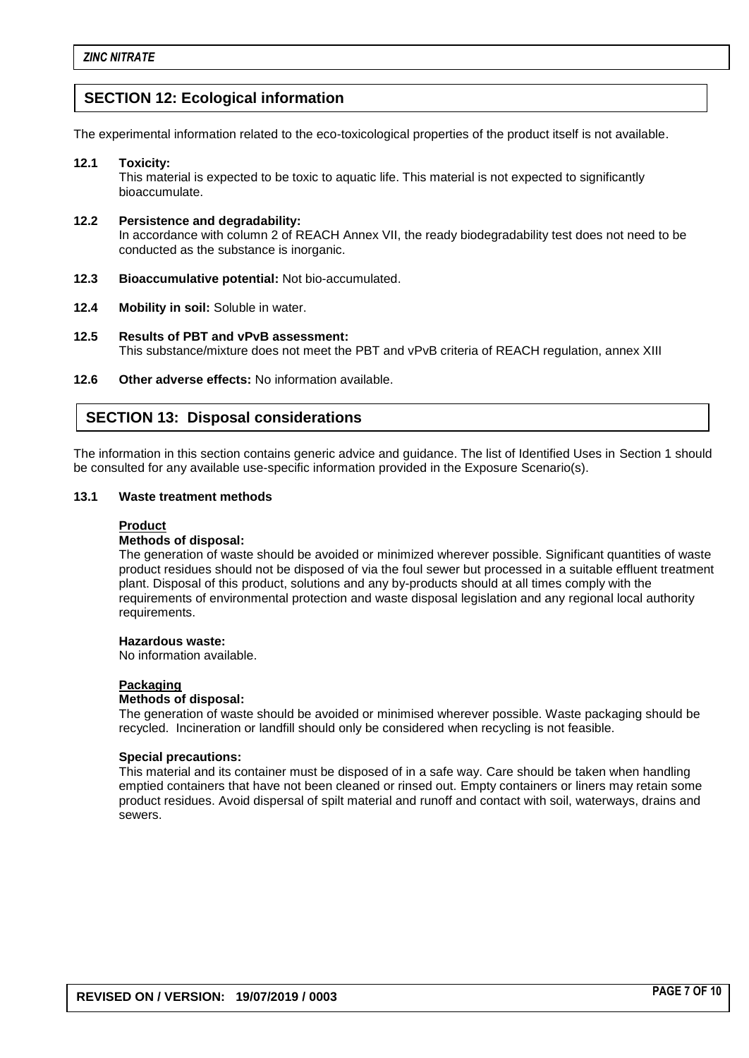## SECTION 12: Ecological information

The experimental information related to the eco-toxicological properties of the product itself is not available.

**12.1 Toxicity:**
This material is expected to be toxic to aquatic life. This material is not expected to significantly bioaccumulate.

**12.2 Persistence and degradability:**
In accordance with column 2 of REACH Annex VII, the ready biodegradability test does not need to be conducted as the substance is inorganic.

**12.3 Bioaccumulative potential:** Not bio-accumulated.

**12.4 Mobility in soil:** Soluble in water.

**12.5 Results of PBT and vPvB assessment:**
This substance/mixture does not meet the PBT and vPvB criteria of REACH regulation, annex XIII

**12.6 Other adverse effects:** No information available.

## SECTION 13: Disposal considerations

The information in this section contains generic advice and guidance. The list of Identified Uses in Section 1 should be consulted for any available use-specific information provided in the Exposure Scenario(s).

**13.1 Waste treatment methods**

**Product**

**Methods of disposal:**
The generation of waste should be avoided or minimized wherever possible. Significant quantities of waste product residues should not be disposed of via the foul sewer but processed in a suitable effluent treatment plant. Disposal of this product, solutions and any by-products should at all times comply with the requirements of environmental protection and waste disposal legislation and any regional local authority requirements.

**Hazardous waste:**
No information available.

**Packaging**

**Methods of disposal:**
The generation of waste should be avoided or minimised wherever possible. Waste packaging should be recycled. Incineration or landfill should only be considered when recycling is not feasible.

**Special precautions:**
This material and its container must be disposed of in a safe way. Care should be taken when handling emptied containers that have not been cleaned or rinsed out. Empty containers or liners may retain some product residues. Avoid dispersal of spilt material and runoff and contact with soil, waterways, drains and sewers.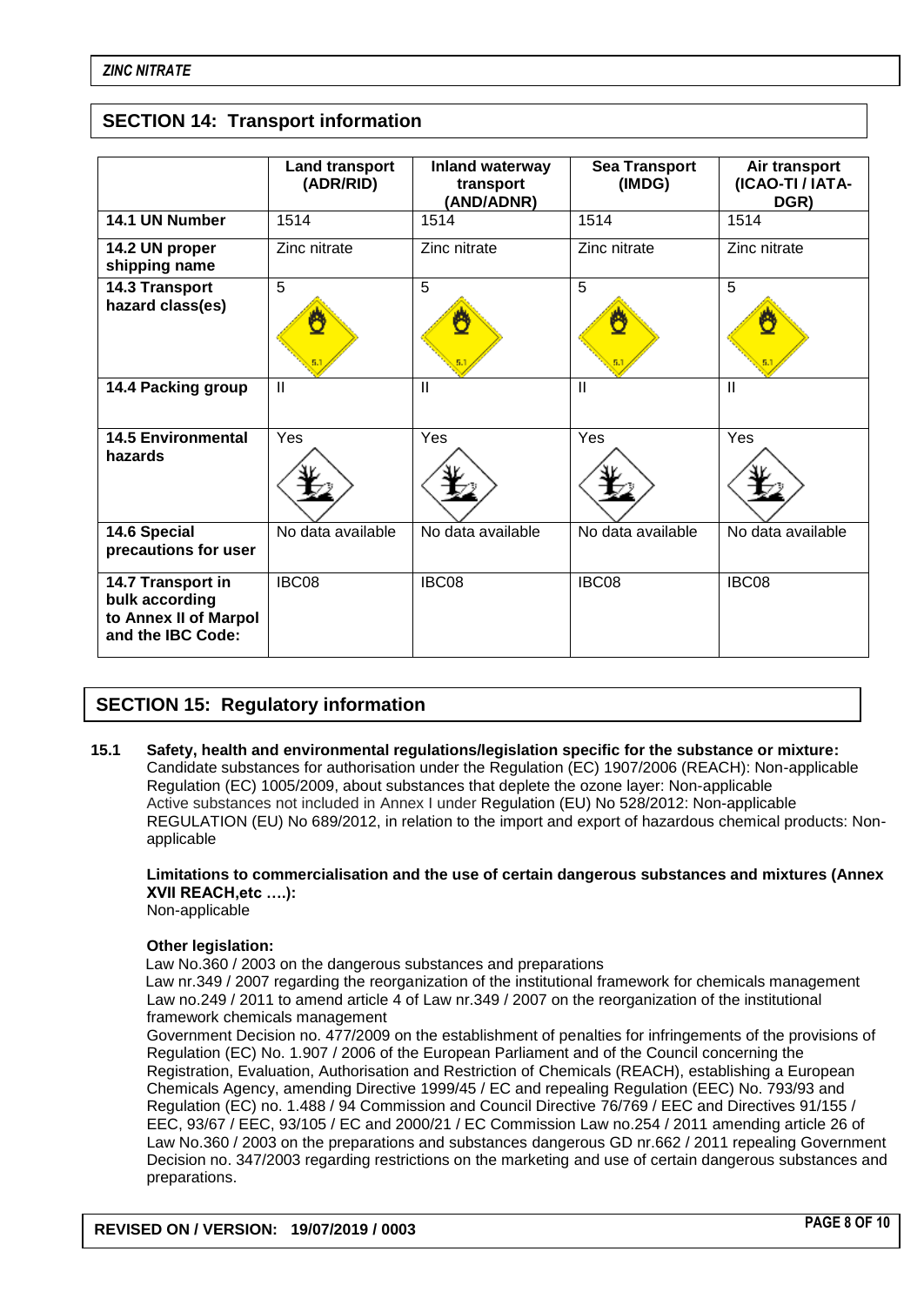## SECTION 14: Transport information

| | Land transport (ADR/RID) | Inland waterway transport (AND/ADNR) | Sea Transport (IMDG) | Air transport (ICAO-TI / IATA-DGR) |
|---|---|---|---|---|
| **14.1 UN Number** | 1514 | 1514 | 1514 | 1514 |
| **14.2 UN proper shipping name** | Zinc nitrate | Zinc nitrate | Zinc nitrate | Zinc nitrate |
| **14.3 Transport hazard class(es)** | 5 | 5 | 5 | 5 |
| **14.4 Packing group** | II | II | II | II |
| **14.5 Environmental hazards** | Yes | Yes | Yes | Yes |
| **14.6 Special precautions for user** | No data available | No data available | No data available | No data available |
| **14.7 Transport in bulk according to Annex II of Marpol and the IBC Code:** | IBC08 | IBC08 | IBC08 | IBC08 |

## SECTION 15: Regulatory information

**15.1 Safety, health and environmental regulations/legislation specific for the substance or mixture:**

Candidate substances for authorisation under the Regulation (EC) 1907/2006 (REACH): Non-applicable
Regulation (EC) 1005/2009, about substances that deplete the ozone layer: Non-applicable
Active substances not included in Annex I under Regulation (EU) No 528/2012: Non-applicable
REGULATION (EU) No 689/2012, in relation to the import and export of hazardous chemical products: Non-applicable

**Limitations to commercialisation and the use of certain dangerous substances and mixtures (Annex XVII REACH,etc ….):**
Non-applicable

**Other legislation:**

Law No.360 / 2003 on the dangerous substances and preparations
Law nr.349 / 2007 regarding the reorganization of the institutional framework for chemicals management
Law no.249 / 2011 to amend article 4 of Law nr.349 / 2007 on the reorganization of the institutional framework chemicals management
Government Decision no. 477/2009 on the establishment of penalties for infringements of the provisions of Regulation (EC) No. 1.907 / 2006 of the European Parliament and of the Council concerning the Registration, Evaluation, Authorisation and Restriction of Chemicals (REACH), establishing a European Chemicals Agency, amending Directive 1999/45 / EC and repealing Regulation (EEC) No. 793/93 and Regulation (EC) no. 1.488 / 94 Commission and Council Directive 76/769 / EEC and Directives 91/155 / EEC, 93/67 / EEC, 93/105 / EC and 2000/21 / EC Commission Law no.254 / 2011 amending article 26 of Law No.360 / 2003 on the preparations and substances dangerous GD nr.662 / 2011 repealing Government Decision no. 347/2003 regarding restrictions on the marketing and use of certain dangerous substances and preparations.

**REVISED ON / VERSION: 19/07/2019 / 0003**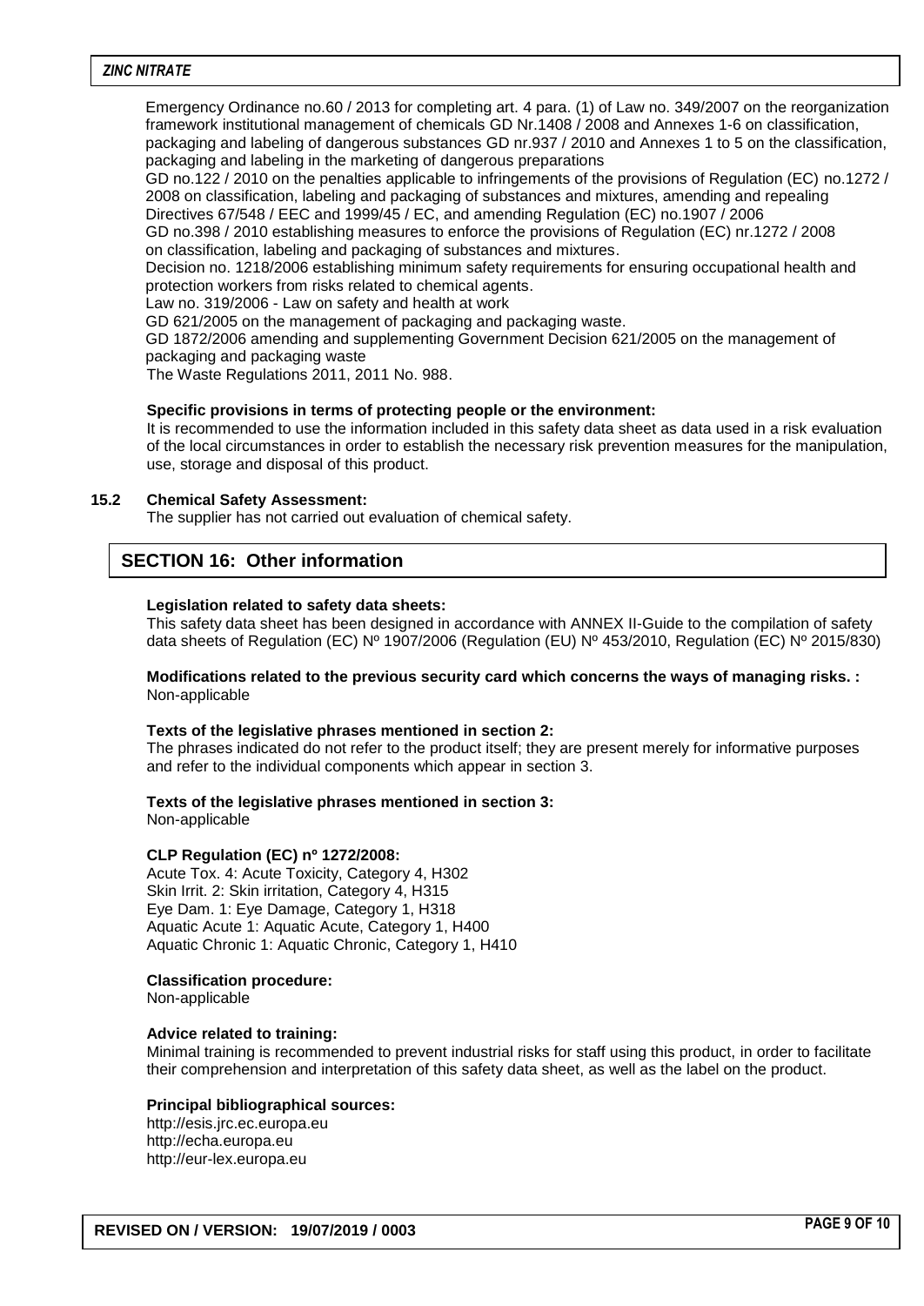Emergency Ordinance no.60 / 2013 for completing art. 4 para. (1) of Law no. 349/2007 on the reorganization framework institutional management of chemicals GD Nr.1408 / 2008 and Annexes 1-6 on classification, packaging and labeling of dangerous substances GD nr.937 / 2010 and Annexes 1 to 5 on the classification, packaging and labeling in the marketing of dangerous preparations

GD no.122 / 2010 on the penalties applicable to infringements of the provisions of Regulation (EC) no.1272 / 2008 on classification, labeling and packaging of substances and mixtures, amending and repealing Directives 67/548 / EEC and 1999/45 / EC, and amending Regulation (EC) no.1907 / 2006

GD no.398 / 2010 establishing measures to enforce the provisions of Regulation (EC) nr.1272 / 2008 on classification, labeling and packaging of substances and mixtures.

Decision no. 1218/2006 establishing minimum safety requirements for ensuring occupational health and protection workers from risks related to chemical agents.

Law no. 319/2006 - Law on safety and health at work

GD 621/2005 on the management of packaging and packaging waste.

GD 1872/2006 amending and supplementing Government Decision 621/2005 on the management of packaging and packaging waste

The Waste Regulations 2011, 2011 No. 988.

**Specific provisions in terms of protecting people or the environment:**

It is recommended to use the information included in this safety data sheet as data used in a risk evaluation of the local circumstances in order to establish the necessary risk prevention measures for the manipulation, use, storage and disposal of this product.

**15.2 Chemical Safety Assessment:**

The supplier has not carried out evaluation of chemical safety.

## SECTION 16: Other information

**Legislation related to safety data sheets:**

This safety data sheet has been designed in accordance with ANNEX II-Guide to the compilation of safety data sheets of Regulation (EC) Nº 1907/2006 (Regulation (EU) Nº 453/2010, Regulation (EC) Nº 2015/830)

**Modifications related to the previous security card which concerns the ways of managing risks. :**
Non-applicable

**Texts of the legislative phrases mentioned in section 2:**

The phrases indicated do not refer to the product itself; they are present merely for informative purposes and refer to the individual components which appear in section 3.

**Texts of the legislative phrases mentioned in section 3:**
Non-applicable

**CLP Regulation (EC) nº 1272/2008:**

Acute Tox. 4: Acute Toxicity, Category 4, H302
Skin Irrit. 2: Skin irritation, Category 4, H315
Eye Dam. 1: Eye Damage, Category 1, H318
Aquatic Acute 1: Aquatic Acute, Category 1, H400
Aquatic Chronic 1: Aquatic Chronic, Category 1, H410

**Classification procedure:**
Non-applicable

**Advice related to training:**

Minimal training is recommended to prevent industrial risks for staff using this product, in order to facilitate their comprehension and interpretation of this safety data sheet, as well as the label on the product.

**Principal bibliographical sources:**

http://esis.jrc.ec.europa.eu
http://echa.europa.eu
http://eur-lex.europa.eu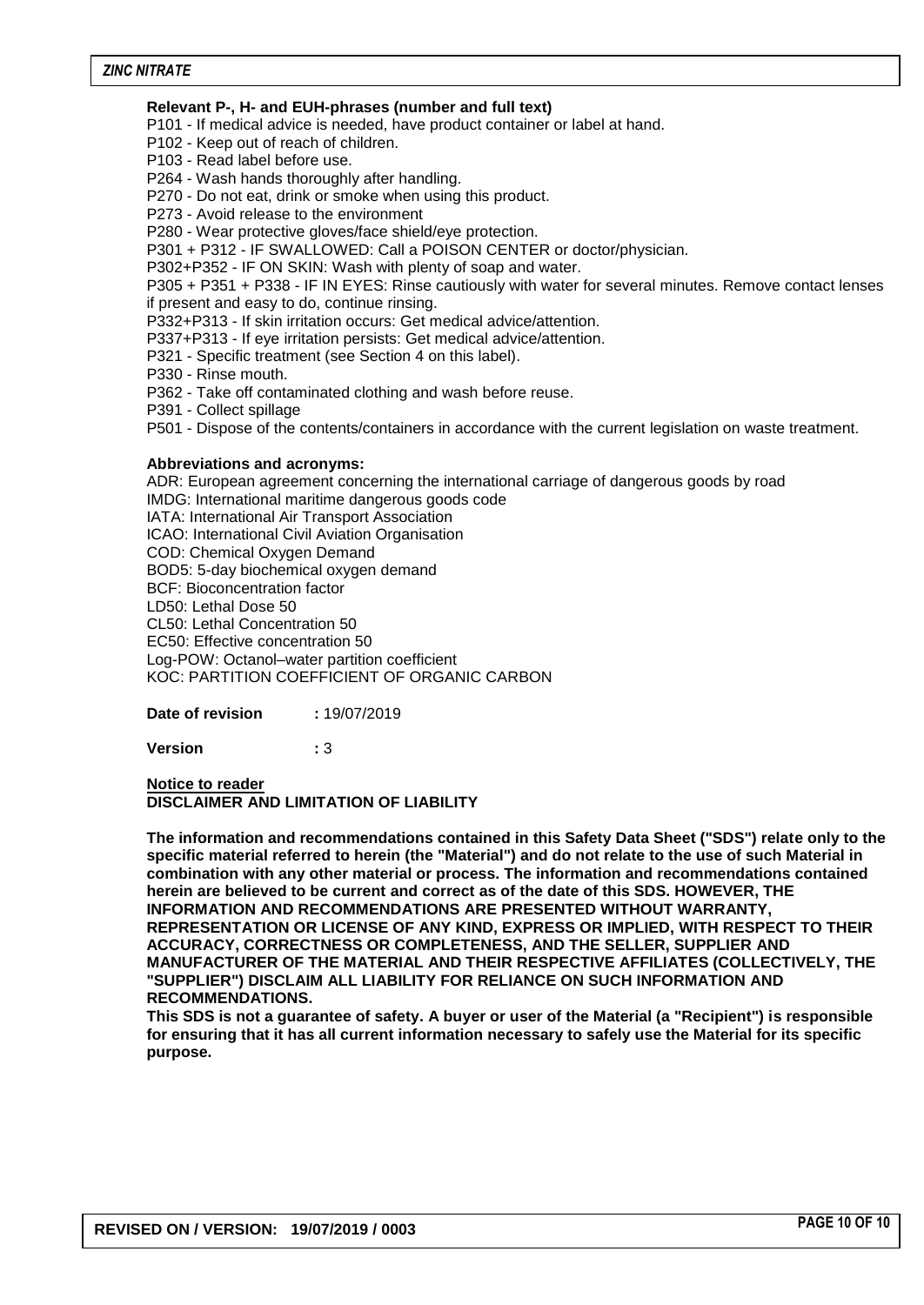**Relevant P-, H- and EUH-phrases (number and full text)**

P101 - If medical advice is needed, have product container or label at hand.
P102 - Keep out of reach of children.
P103 - Read label before use.
P264 - Wash hands thoroughly after handling.
P270 - Do not eat, drink or smoke when using this product.
P273 - Avoid release to the environment
P280 - Wear protective gloves/face shield/eye protection.
P301 + P312 - IF SWALLOWED: Call a POISON CENTER or doctor/physician.
P302+P352 - IF ON SKIN: Wash with plenty of soap and water.
P305 + P351 + P338 - IF IN EYES: Rinse cautiously with water for several minutes. Remove contact lenses if present and easy to do, continue rinsing.
P332+P313 - If skin irritation occurs: Get medical advice/attention.
P337+P313 - If eye irritation persists: Get medical advice/attention.
P321 - Specific treatment (see Section 4 on this label).
P330 - Rinse mouth.
P362 - Take off contaminated clothing and wash before reuse.
P391 - Collect spillage
P501 - Dispose of the contents/containers in accordance with the current legislation on waste treatment.

**Abbreviations and acronyms:**

ADR: European agreement concerning the international carriage of dangerous goods by road
IMDG: International maritime dangerous goods code
IATA: International Air Transport Association
ICAO: International Civil Aviation Organisation
COD: Chemical Oxygen Demand
BOD5: 5-day biochemical oxygen demand
BCF: Bioconcentration factor
LD50: Lethal Dose 50
CL50: Lethal Concentration 50
EC50: Effective concentration 50
Log-POW: Octanol–water partition coefficient
KOC: PARTITION COEFFICIENT OF ORGANIC CARBON

**Date of revision** : 19/07/2019

**Version** : 3

**Notice to reader**
**DISCLAIMER AND LIMITATION OF LIABILITY**

**The information and recommendations contained in this Safety Data Sheet ("SDS") relate only to the specific material referred to herein (the "Material") and do not relate to the use of such Material in combination with any other material or process. The information and recommendations contained herein are believed to be current and correct as of the date of this SDS. HOWEVER, THE INFORMATION AND RECOMMENDATIONS ARE PRESENTED WITHOUT WARRANTY, REPRESENTATION OR LICENSE OF ANY KIND, EXPRESS OR IMPLIED, WITH RESPECT TO THEIR ACCURACY, CORRECTNESS OR COMPLETENESS, AND THE SELLER, SUPPLIER AND MANUFACTURER OF THE MATERIAL AND THEIR RESPECTIVE AFFILIATES (COLLECTIVELY, THE "SUPPLIER") DISCLAIM ALL LIABILITY FOR RELIANCE ON SUCH INFORMATION AND RECOMMENDATIONS.**

**This SDS is not a guarantee of safety. A buyer or user of the Material (a "Recipient") is responsible for ensuring that it has all current information necessary to safely use the Material for its specific purpose.**